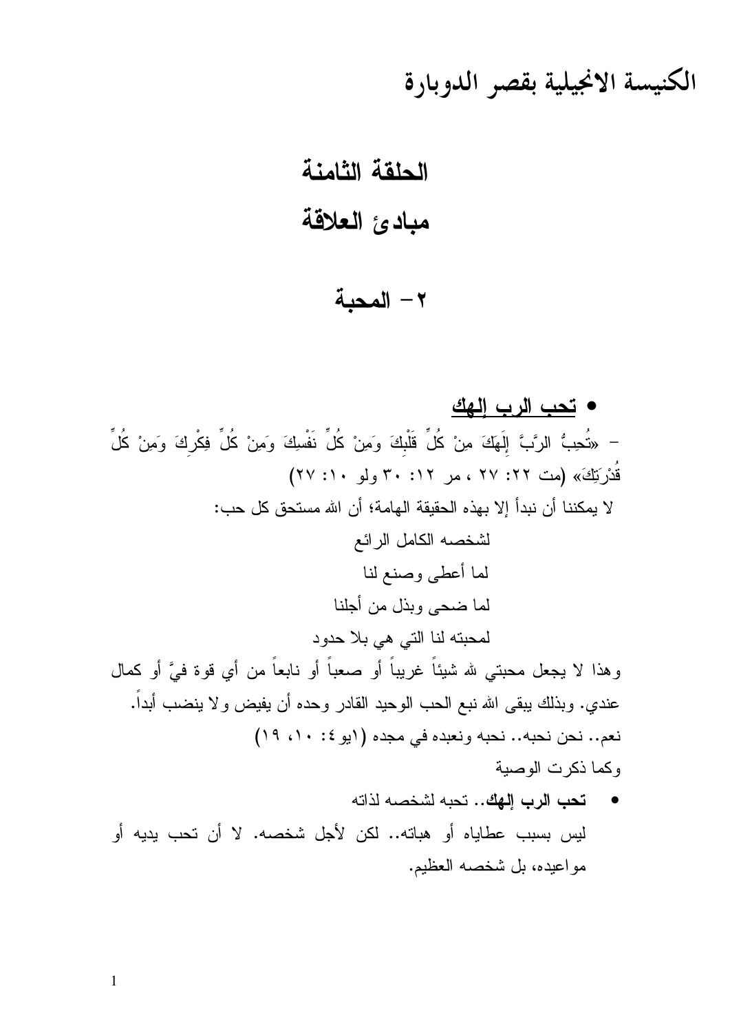# الكنيسة الانجيلية بقصر الدوبارة

## الحلقة الثامنة

## مبادئ العلاقة

## ٢- المحبة

- **تحب الرب إلهك**

– «تُحِبُّ الرَّبَّ إِلَهَكَ مِنْ كُلِّ قَلْبِكَ وَمِنْ كُلِّ نَفْسِكَ وَمِنْ كُلِّ فِكْرِكَ وَمِنْ كُلِّ قُدْرَتِكَ» (مت ٢٢: ٢٧ ، مر ١٢: ٣٠ ولو ١٠: ٢٧)

لا يمكننا أن نبدأ إلا بهذه الحقيقة الهامة؛ أن الله مستحق كل حب:

لشخصه الكامل الرائع

لما أعطى وصنع لنا

لما ضحى وبذل من أجلنا

لمحبته لنا التي هي بلا حدود

وهذا لا يجعل محبتي لله شيئاً غريباً أو صعباً أو نابعاً من أي قوة فيَّ أو كمال عندي. وبذلك يبقى الله نبع الحب الوحيد القادر وحده أن يفيض ولا ينضب أبداً.

نعم.. نحن نحبه.. نحبه ونعبده في مجده (١يو٤: ١٠، ١٩)

وكما ذكرت الوصية

- **تحب الرب إلهك**.. تحبه لشخصه لذاته

ليس بسبب عطاياه أو هباته.. لكن لأجل شخصه. لا أن تحب يديه أو مواعيده، بل شخصه العظيم.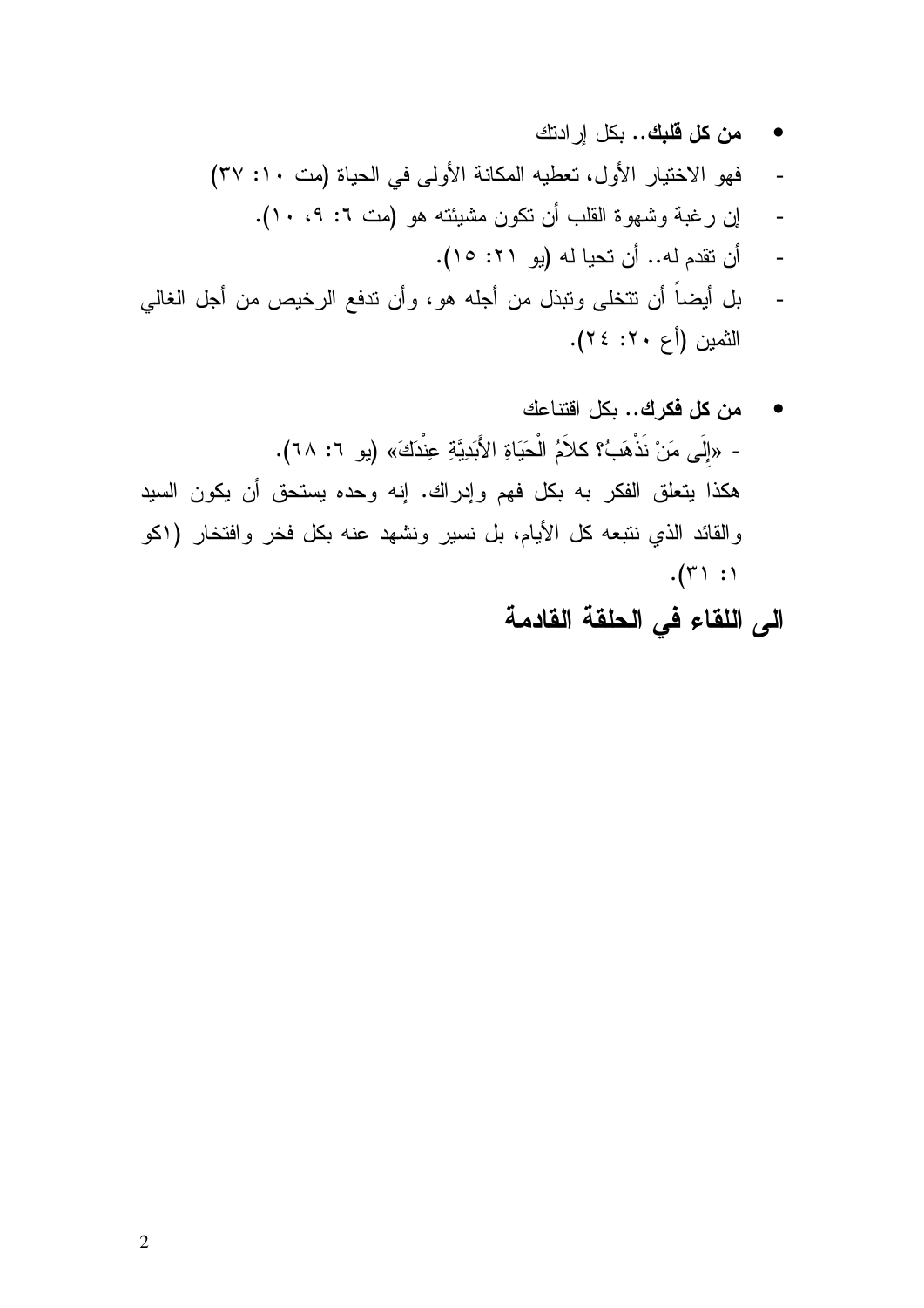- **من كل قلبك**.. بكل إرادتك

- فهو الاختيار الأول، تعطيه المكانة الأولى في الحياة (مت ١٠: ٣٧)
- إن رغبة وشهوة القلب أن تكون مشيئته هو (مت ٦: ٩، ١٠).
- أن تقدم له.. أن تحيا له (يو ٢١: ١٥).
- بل أيضاً أن تتخلى وتبذل من أجله هو، وأن تدفع الرخيص من أجل الغالي الثمين (أع ٢٠: ٢٤).

- **من كل فكرك**.. بكل اقتناعك

- «إِلَى مَنْ نَذْهَبُ؟ كلاَمُ الْحَيَاةِ الأَبَدِيَّةِ عِنْدَكَ» (يو ٦: ٦٨).

هكذا يتعلق الفكر به بكل فهم وإدراك. إنه وحده يستحق أن يكون السيد والقائد الذي نتبعه كل الأيام، بل نسير ونشهد عنه بكل فخر وافتخار (١كو ١: ٣١).

## الى اللقاء في الحلقة القادمة